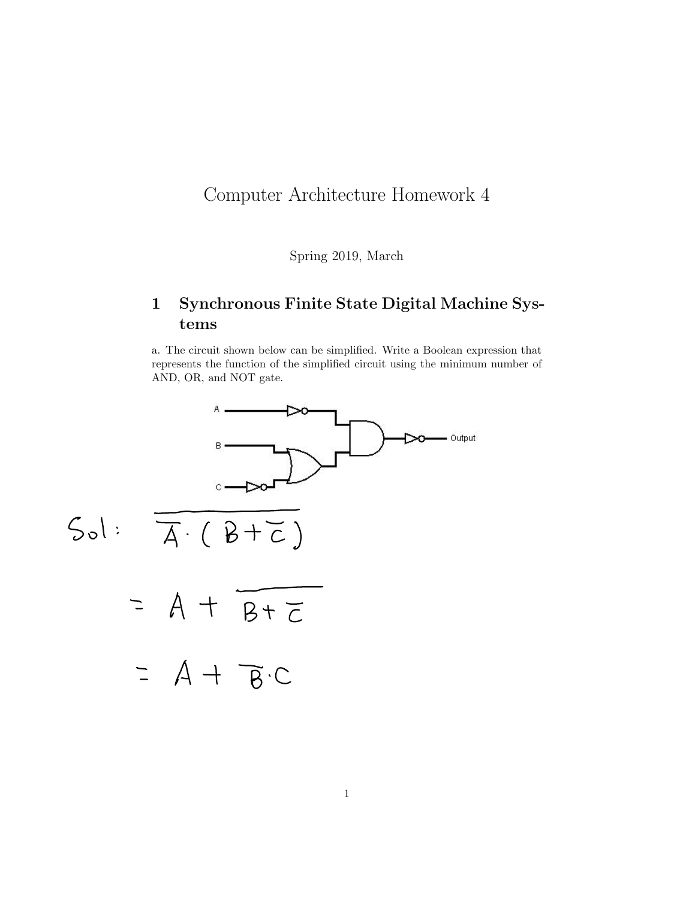# Computer Architecture Homework 4

Spring 2019, March

## 1 Synchronous Finite State Digital Machine Systems

a. The circuit shown below can be simplified. Write a Boolean expression that represents the function of the simplified circuit using the minimum number of AND, OR, and NOT gate.

Sol: $\overline{\overline{A} \cdot (B + \overline{C})}$

$= A + \overline{B + \overline{C}}$

$= A + \overline{B} \cdot C$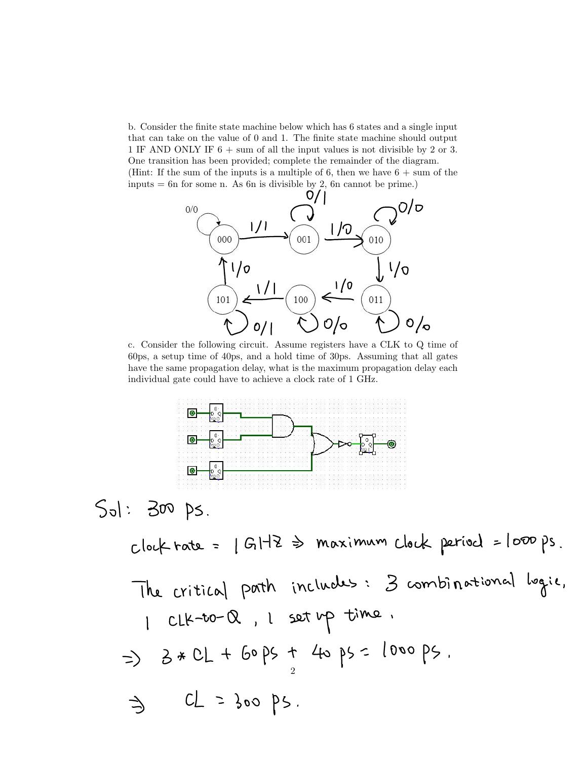b. Consider the finite state machine below which has 6 states and a single input that can take on the value of 0 and 1. The finite state machine should output 1 IF AND ONLY IF 6 + sum of all the input values is not divisible by 2 or 3. One transition has been provided; complete the remainder of the diagram. (Hint: If the sum of the inputs is a multiple of 6, then we have 6 + sum of the inputs = 6n for some n. As 6n is divisible by 2, 6n cannot be prime.)

- 000: 0/0 (self loop), 1/1 → 001
- 001: 0/1 (self loop), 1/0 → 010
- 010: 0/0 (self loop), 1/0 → 011
- 011: 0/0 (self loop), 1/0 → 100
- 100: 0/0 (self loop), 1/1 → 101
- 101: 0/1 (self loop), 1/0 → 000

c. Consider the following circuit. Assume registers have a CLK to Q time of 60ps, a setup time of 40ps, and a hold time of 30ps. Assuming that all gates have the same propagation delay, what is the maximum propagation delay each individual gate could have to achieve a clock rate of 1 GHz.

Sol: 300 ps.

clock rate = 1 GHZ ⇒ maximum clock period = 1000 ps.

The critical path includes: 3 combinational logic, 1 CLK-to-Q, 1 set up time.

$$\Rightarrow 3 * CL + 60\text{ ps} + 40\text{ ps} = 1000\text{ ps}.$$

$$\Rightarrow CL = 300\text{ ps}.$$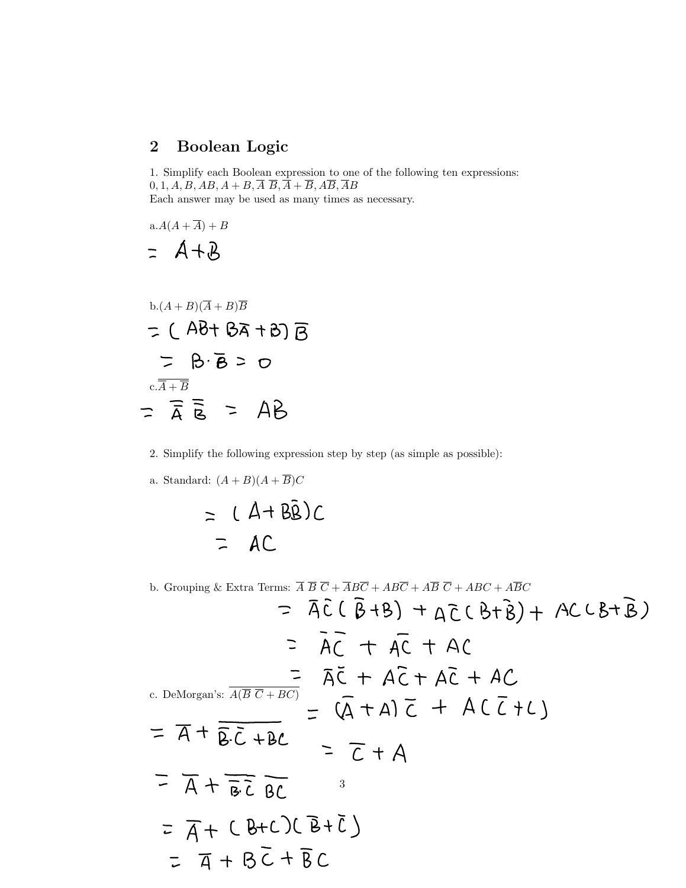## 2 Boolean Logic

1. Simplify each Boolean expression to one of the following ten expressions: $0, 1, A, B, AB, A+B, \overline{A}\ \overline{B}, \overline{A}+\overline{B}, A\overline{B}, \overline{A}B$
Each answer may be used as many times as necessary.

a. $A(A+\overline{A})+B$

$= A+B$

b. $(A+B)(\overline{A}+B)\overline{B}$

$= (AB + B\overline{A} + B)\overline{B}$

$= B \cdot \overline{B} = 0$

c. $\overline{\overline{A}+\overline{B}}$

$= \overline{\overline{A}}\ \overline{\overline{B}} = AB$

2. Simplify the following expression step by step (as simple as possible):

a. Standard: $(A+B)(A+\overline{B})C$

$= (A + B\overline{B})C$

$= AC$

b. Grouping & Extra Terms: $\overline{A}\ \overline{B}\ \overline{C} + \overline{A}B\overline{C} + AB\overline{C} + A\overline{B}\ \overline{C} + ABC + A\overline{B}C$

$= \overline{A}\overline{C}(\overline{B}+B) + A\overline{C}(B+\overline{B}) + AC(B+\overline{B})$

$= \overline{A}\overline{C} + A\overline{C} + AC$

$= \overline{A}\overline{C} + A\overline{C} + A\overline{C} + AC$

$= (\overline{A}+A)\overline{C} + A(\overline{C}+C)$

$= \overline{C} + A$

c. DeMorgan's: $\overline{A(\overline{B}\ \overline{C}+BC)}$

$= \overline{A} + \overline{\overline{B} \cdot \overline{C} + BC}$

$= \overline{A} + \overline{\overline{B} \cdot \overline{C}}\ \overline{BC}$

$= \overline{A} + (B+C)(\overline{B}+\overline{C})$

$= \overline{A} + B\overline{C} + \overline{B}C$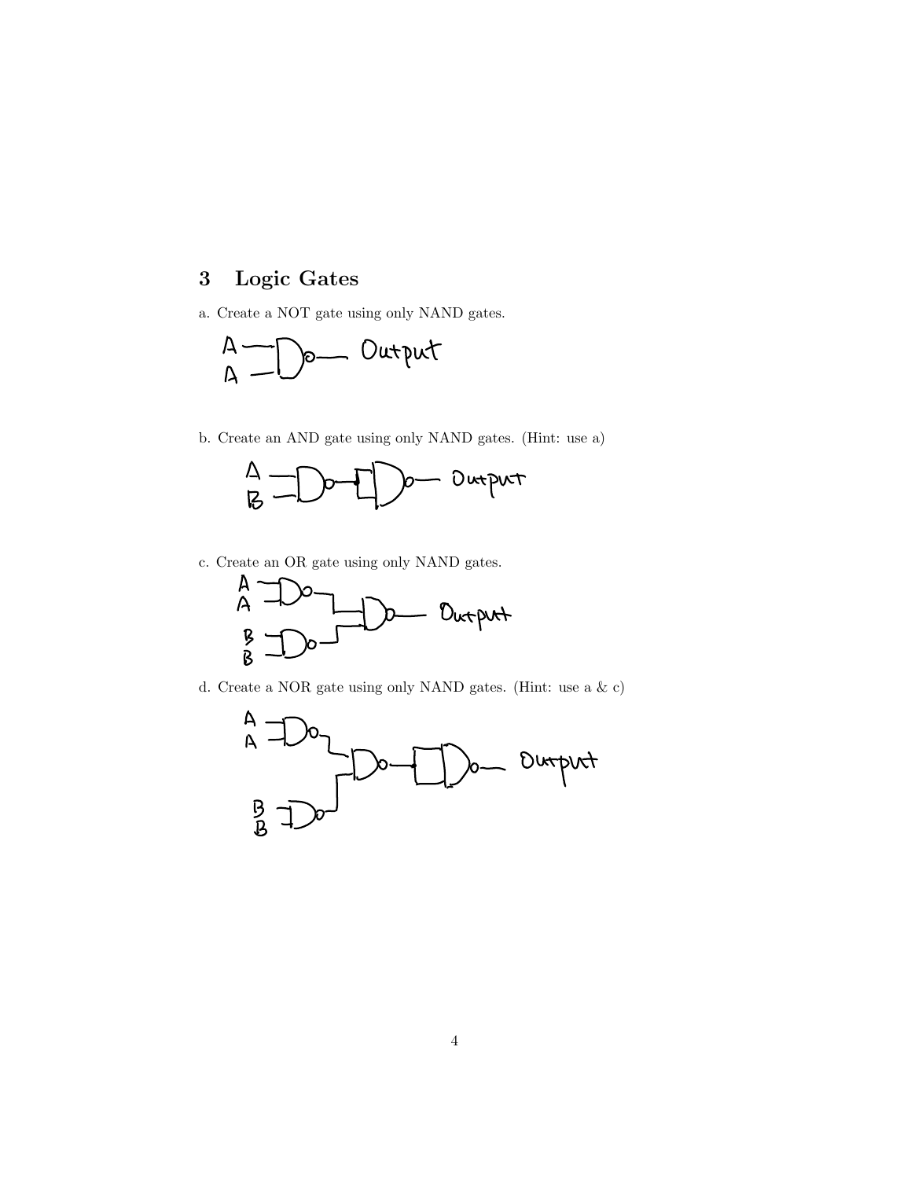## 3 Logic Gates

a. Create a NOT gate using only NAND gates.

A
A
Output

b. Create an AND gate using only NAND gates. (Hint: use a)

A
B
Output

c. Create an OR gate using only NAND gates.

A
A
B
B
Output

d. Create a NOR gate using only NAND gates. (Hint: use a & c)

A
A
B
B
Output